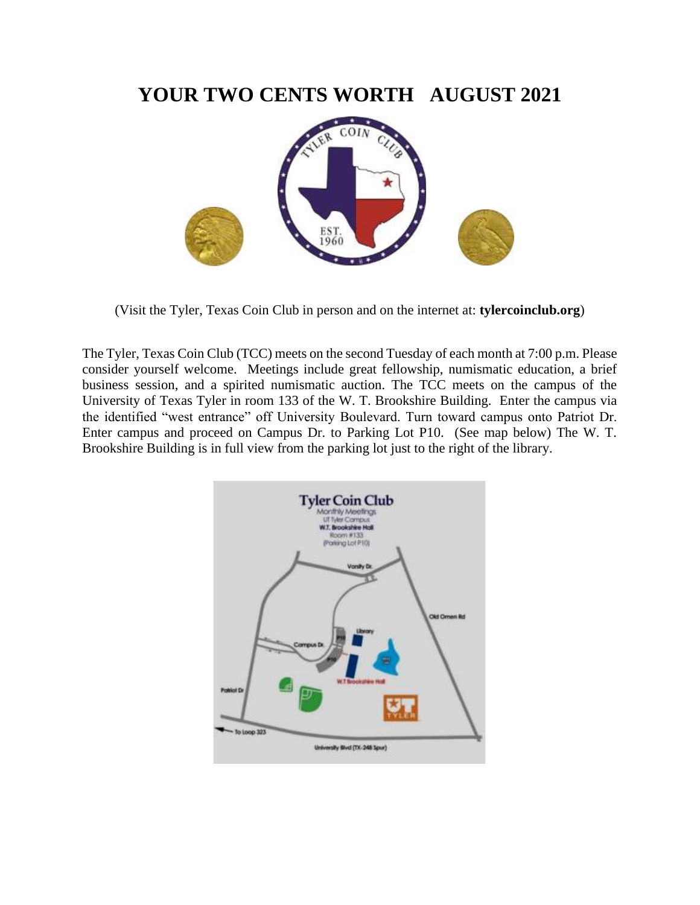# YOUR TWO CENTS WORTH AUGUST 2021

(Visit the Tyler, Texas Coin Club in person and on the internet at: **tylercoinclub.org**)

The Tyler, Texas Coin Club (TCC) meets on the second Tuesday of each month at 7:00 p.m. Please consider yourself welcome. Meetings include great fellowship, numismatic education, a brief business session, and a spirited numismatic auction. The TCC meets on the campus of the University of Texas Tyler in room 133 of the W. T. Brookshire Building. Enter the campus via the identified "west entrance" off University Boulevard. Turn toward campus onto Patriot Dr. Enter campus and proceed on Campus Dr. to Parking Lot P10. (See map below) The W. T. Brookshire Building is in full view from the parking lot just to the right of the library.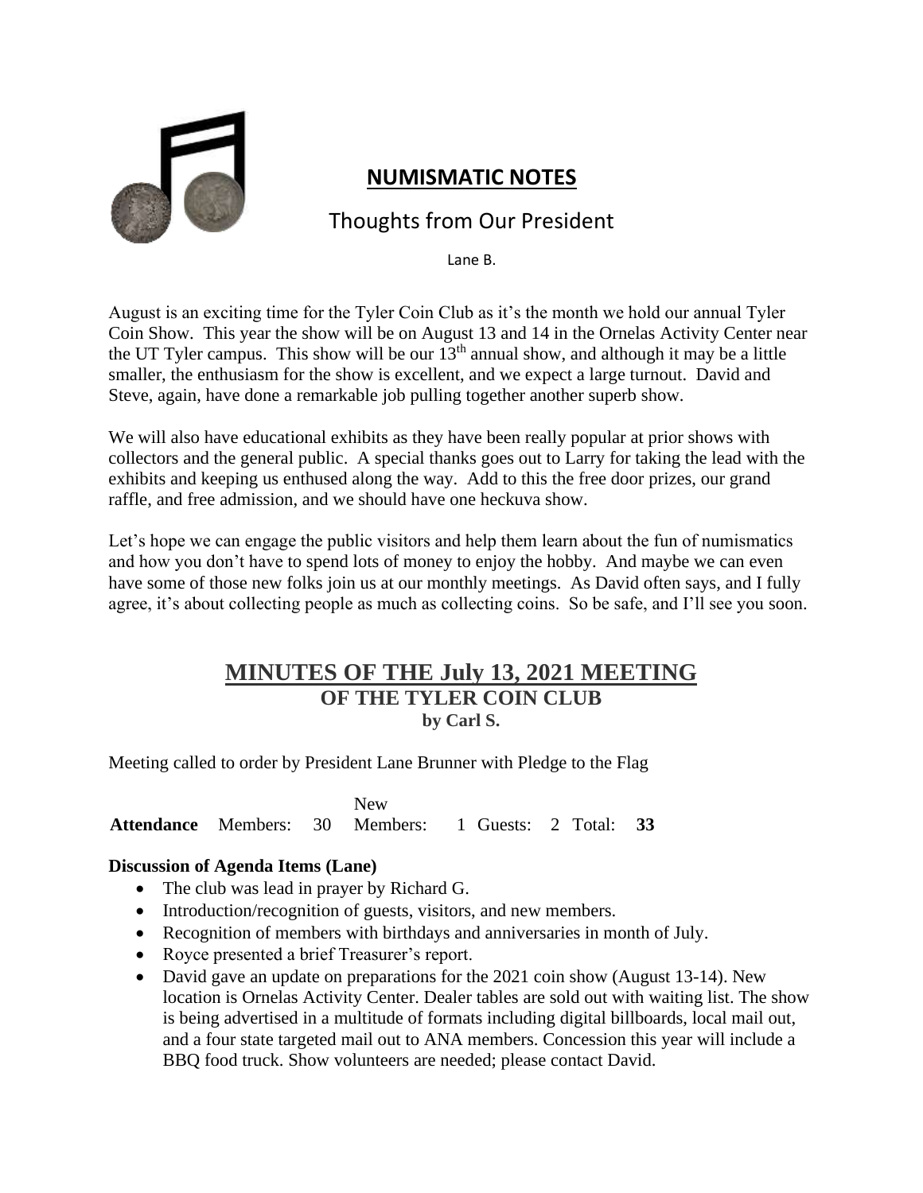## NUMISMATIC NOTES

### Thoughts from Our President

Lane B.

August is an exciting time for the Tyler Coin Club as it's the month we hold our annual Tyler Coin Show. This year the show will be on August 13 and 14 in the Ornelas Activity Center near the UT Tyler campus. This show will be our 13th annual show, and although it may be a little smaller, the enthusiasm for the show is excellent, and we expect a large turnout. David and Steve, again, have done a remarkable job pulling together another superb show.

We will also have educational exhibits as they have been really popular at prior shows with collectors and the general public. A special thanks goes out to Larry for taking the lead with the exhibits and keeping us enthused along the way. Add to this the free door prizes, our grand raffle, and free admission, and we should have one heckuva show.

Let's hope we can engage the public visitors and help them learn about the fun of numismatics and how you don't have to spend lots of money to enjoy the hobby. And maybe we can even have some of those new folks join us at our monthly meetings. As David often says, and I fully agree, it's about collecting people as much as collecting coins. So be safe, and I'll see you soon.

## MINUTES OF THE July 13, 2021 MEETING
### OF THE TYLER COIN CLUB
**by Carl S.**

Meeting called to order by President Lane Brunner with Pledge to the Flag

| | Members: | | New Members: | | Guests: | | Total: | |
|---|---|---|---|---|---|---|---|---|
| **Attendance** | Members: | 30 | New Members: | 1 | Guests: | 2 | Total: | **33** |

**Discussion of Agenda Items (Lane)**

- The club was lead in prayer by Richard G.
- Introduction/recognition of guests, visitors, and new members.
- Recognition of members with birthdays and anniversaries in month of July.
- Royce presented a brief Treasurer's report.
- David gave an update on preparations for the 2021 coin show (August 13-14). New location is Ornelas Activity Center. Dealer tables are sold out with waiting list. The show is being advertised in a multitude of formats including digital billboards, local mail out, and a four state targeted mail out to ANA members. Concession this year will include a BBQ food truck. Show volunteers are needed; please contact David.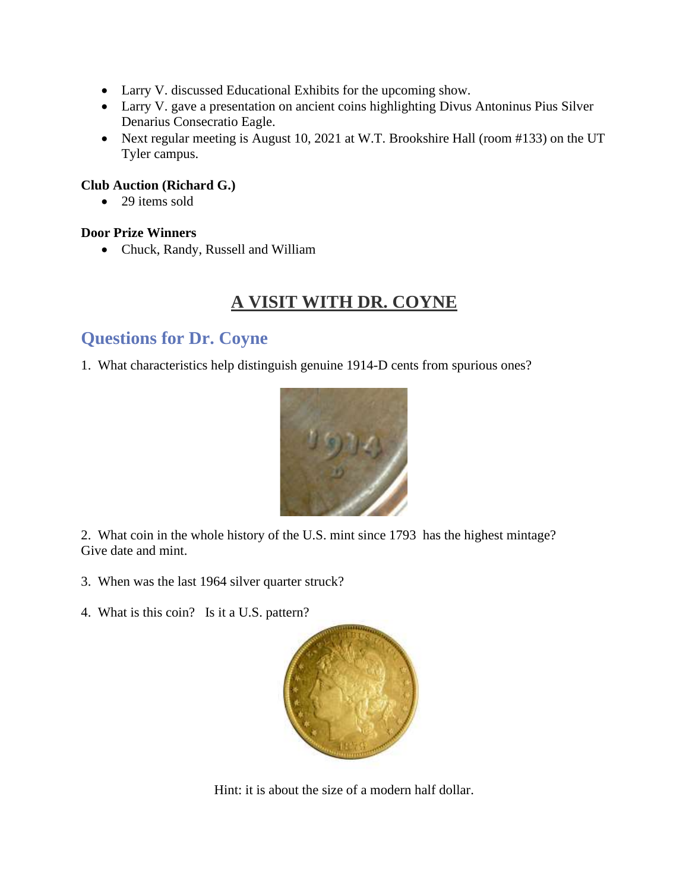- Larry V. discussed Educational Exhibits for the upcoming show.
- Larry V. gave a presentation on ancient coins highlighting Divus Antoninus Pius Silver Denarius Consecratio Eagle.
- Next regular meeting is August 10, 2021 at W.T. Brookshire Hall (room #133) on the UT Tyler campus.

**Club Auction (Richard G.)**

- 29 items sold

**Door Prize Winners**

- Chuck, Randy, Russell and William

# A VISIT WITH DR. COYNE

## Questions for Dr. Coyne

1. What characteristics help distinguish genuine 1914-D cents from spurious ones?

2. What coin in the whole history of the U.S. mint since 1793 has the highest mintage? Give date and mint.

3. When was the last 1964 silver quarter struck?

4. What is this coin? Is it a U.S. pattern?

Hint: it is about the size of a modern half dollar.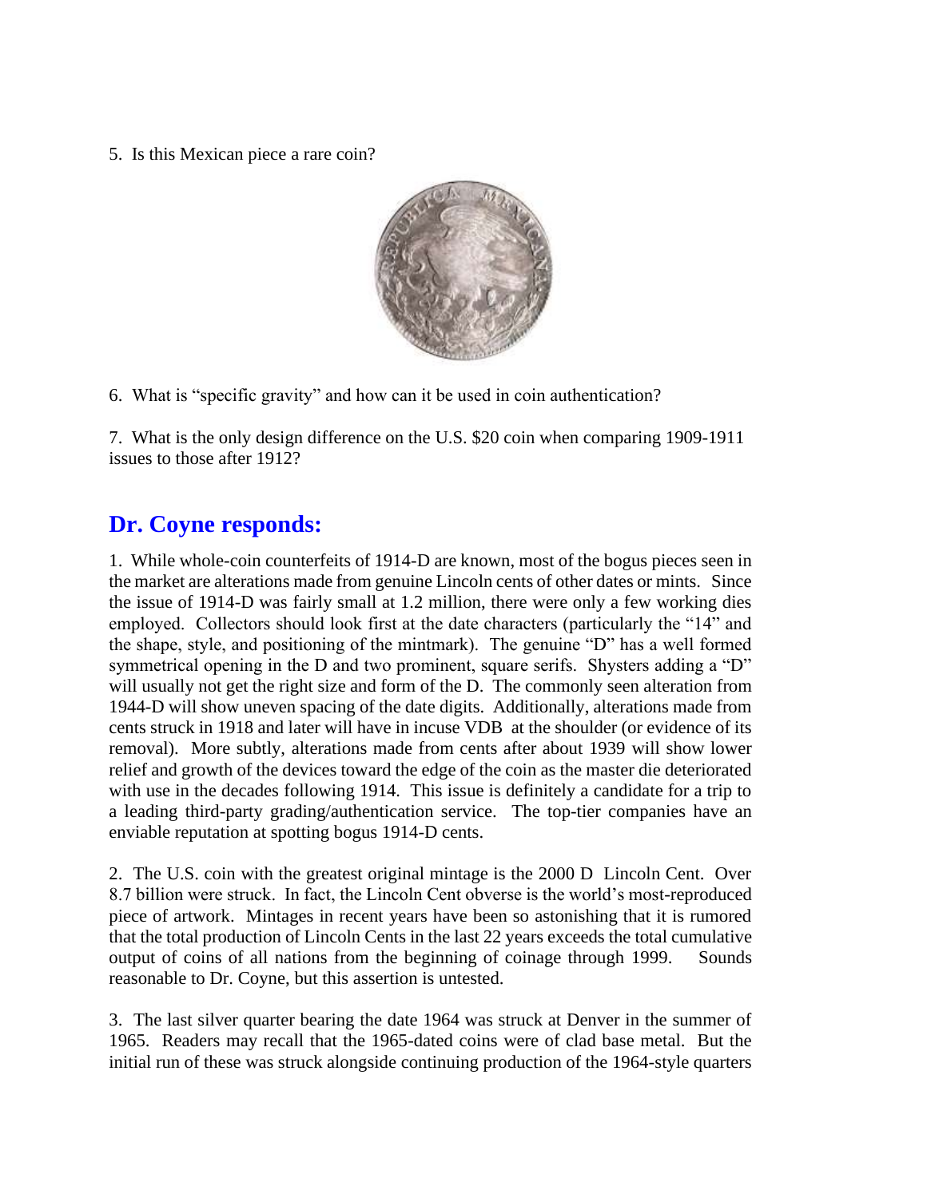5. Is this Mexican piece a rare coin?

6. What is "specific gravity" and how can it be used in coin authentication?

7. What is the only design difference on the U.S. $20 coin when comparing 1909-1911 issues to those after 1912?

## Dr. Coyne responds:

1. While whole-coin counterfeits of 1914-D are known, most of the bogus pieces seen in the market are alterations made from genuine Lincoln cents of other dates or mints. Since the issue of 1914-D was fairly small at 1.2 million, there were only a few working dies employed. Collectors should look first at the date characters (particularly the "14" and the shape, style, and positioning of the mintmark). The genuine "D" has a well formed symmetrical opening in the D and two prominent, square serifs. Shysters adding a "D" will usually not get the right size and form of the D. The commonly seen alteration from 1944-D will show uneven spacing of the date digits. Additionally, alterations made from cents struck in 1918 and later will have in incuse VDB at the shoulder (or evidence of its removal). More subtly, alterations made from cents after about 1939 will show lower relief and growth of the devices toward the edge of the coin as the master die deteriorated with use in the decades following 1914. This issue is definitely a candidate for a trip to a leading third-party grading/authentication service. The top-tier companies have an enviable reputation at spotting bogus 1914-D cents.

2. The U.S. coin with the greatest original mintage is the 2000 D Lincoln Cent. Over 8.7 billion were struck. In fact, the Lincoln Cent obverse is the world's most-reproduced piece of artwork. Mintages in recent years have been so astonishing that it is rumored that the total production of Lincoln Cents in the last 22 years exceeds the total cumulative output of coins of all nations from the beginning of coinage through 1999. Sounds reasonable to Dr. Coyne, but this assertion is untested.

3. The last silver quarter bearing the date 1964 was struck at Denver in the summer of 1965. Readers may recall that the 1965-dated coins were of clad base metal. But the initial run of these was struck alongside continuing production of the 1964-style quarters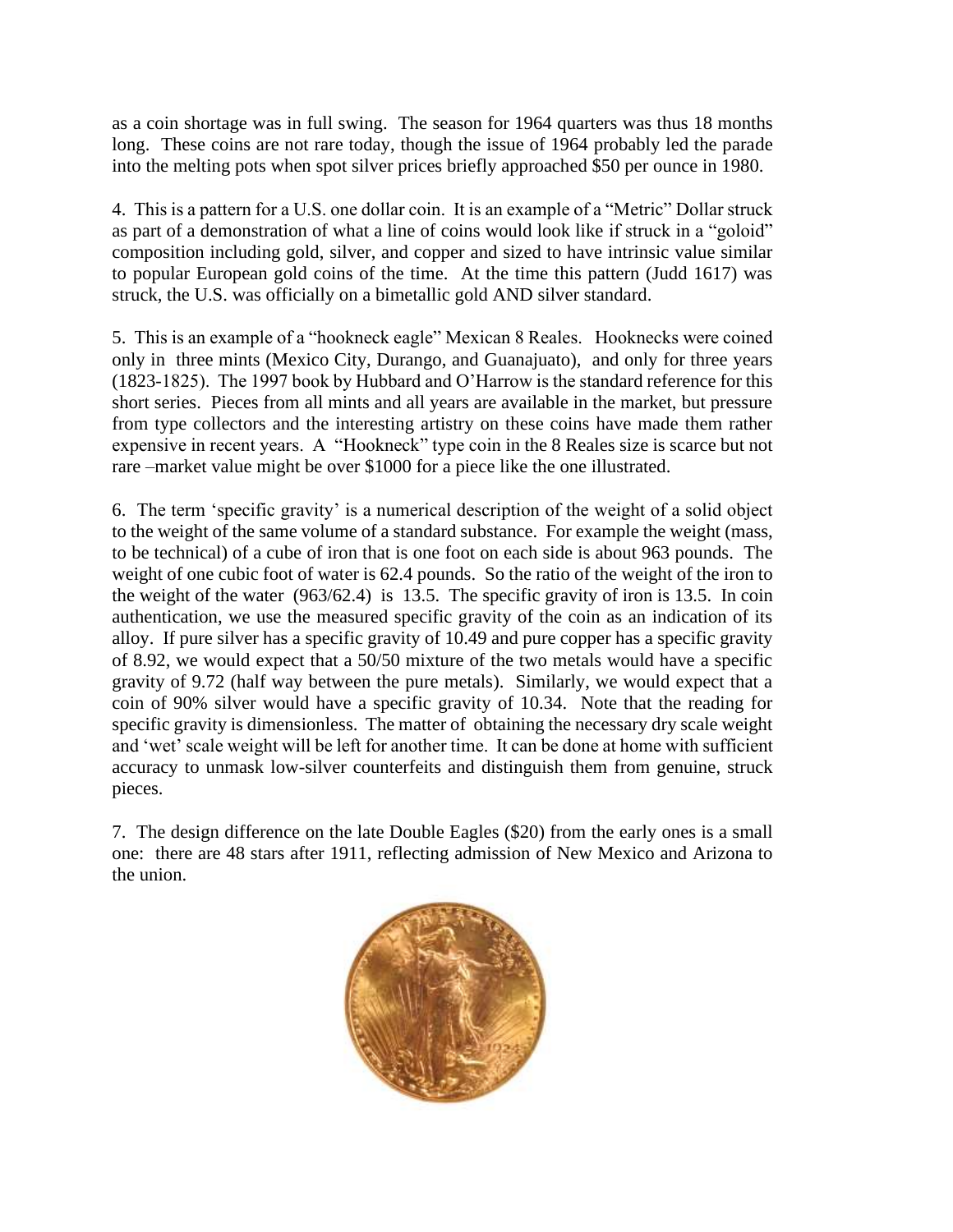as a coin shortage was in full swing. The season for 1964 quarters was thus 18 months long. These coins are not rare today, though the issue of 1964 probably led the parade into the melting pots when spot silver prices briefly approached $50 per ounce in 1980.

4. This is a pattern for a U.S. one dollar coin. It is an example of a "Metric" Dollar struck as part of a demonstration of what a line of coins would look like if struck in a "goloid" composition including gold, silver, and copper and sized to have intrinsic value similar to popular European gold coins of the time. At the time this pattern (Judd 1617) was struck, the U.S. was officially on a bimetallic gold AND silver standard.

5. This is an example of a "hookneck eagle" Mexican 8 Reales. Hooknecks were coined only in three mints (Mexico City, Durango, and Guanajuato), and only for three years (1823-1825). The 1997 book by Hubbard and O'Harrow is the standard reference for this short series. Pieces from all mints and all years are available in the market, but pressure from type collectors and the interesting artistry on these coins have made them rather expensive in recent years. A "Hookneck" type coin in the 8 Reales size is scarce but not rare –market value might be over $1000 for a piece like the one illustrated.

6. The term 'specific gravity' is a numerical description of the weight of a solid object to the weight of the same volume of a standard substance. For example the weight (mass, to be technical) of a cube of iron that is one foot on each side is about 963 pounds. The weight of one cubic foot of water is 62.4 pounds. So the ratio of the weight of the iron to the weight of the water (963/62.4) is 13.5. The specific gravity of iron is 13.5. In coin authentication, we use the measured specific gravity of the coin as an indication of its alloy. If pure silver has a specific gravity of 10.49 and pure copper has a specific gravity of 8.92, we would expect that a 50/50 mixture of the two metals would have a specific gravity of 9.72 (half way between the pure metals). Similarly, we would expect that a coin of 90% silver would have a specific gravity of 10.34. Note that the reading for specific gravity is dimensionless. The matter of obtaining the necessary dry scale weight and 'wet' scale weight will be left for another time. It can be done at home with sufficient accuracy to unmask low-silver counterfeits and distinguish them from genuine, struck pieces.

7. The design difference on the late Double Eagles ($20) from the early ones is a small one: there are 48 stars after 1911, reflecting admission of New Mexico and Arizona to the union.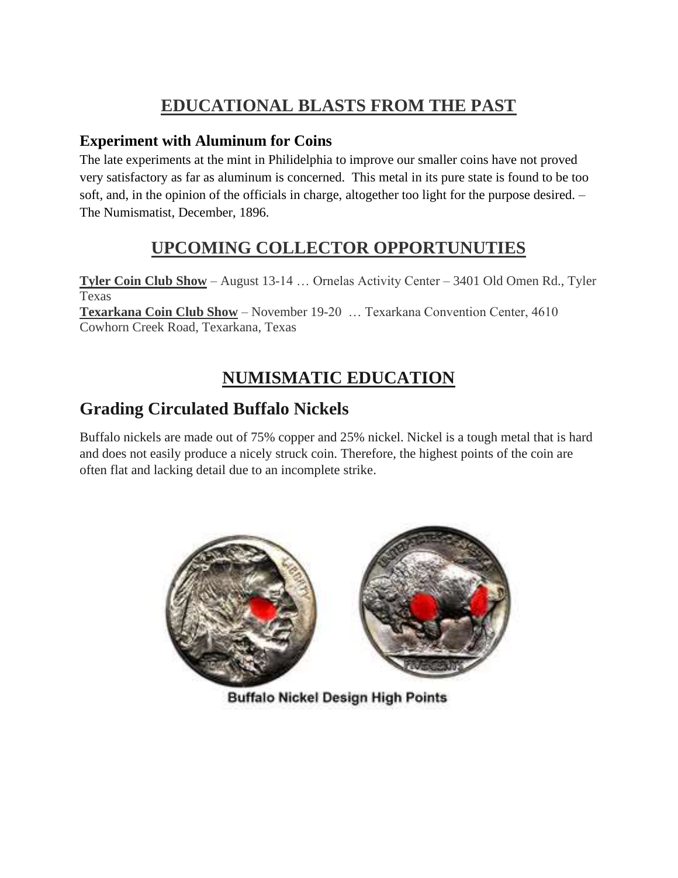# EDUCATIONAL BLASTS FROM THE PAST

### Experiment with Aluminum for Coins

The late experiments at the mint in Philidelphia to improve our smaller coins have not proved very satisfactory as far as aluminum is concerned. This metal in its pure state is found to be too soft, and, in the opinion of the officials in charge, altogether too light for the purpose desired. – The Numismatist, December, 1896.

# UPCOMING COLLECTOR OPPORTUNUTIES

**Tyler Coin Club Show** – August 13-14 … Ornelas Activity Center – 3401 Old Omen Rd., Tyler Texas
**Texarkana Coin Club Show** – November 19-20 … Texarkana Convention Center, 4610 Cowhorn Creek Road, Texarkana, Texas

# NUMISMATIC EDUCATION

## Grading Circulated Buffalo Nickels

Buffalo nickels are made out of 75% copper and 25% nickel. Nickel is a tough metal that is hard and does not easily produce a nicely struck coin. Therefore, the highest points of the coin are often flat and lacking detail due to an incomplete strike.

Buffalo Nickel Design High Points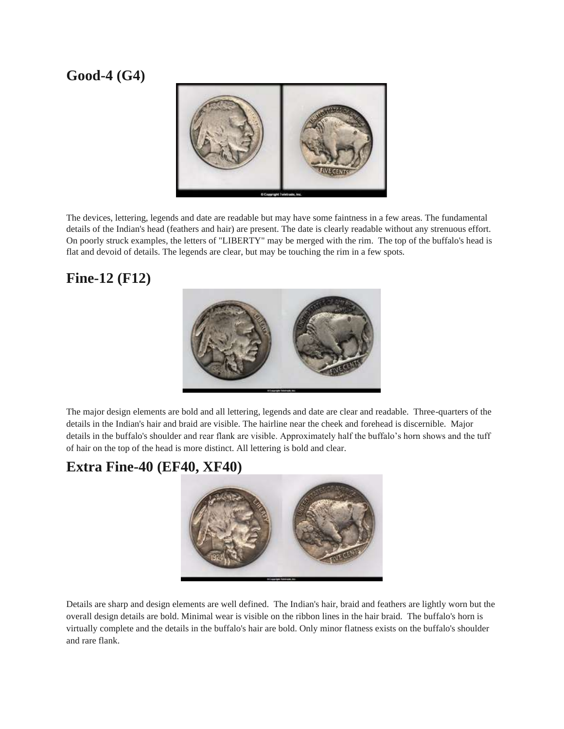## Good-4 (G4)

The devices, lettering, legends and date are readable but may have some faintness in a few areas. The fundamental details of the Indian's head (feathers and hair) are present. The date is clearly readable without any strenuous effort. On poorly struck examples, the letters of "LIBERTY" may be merged with the rim. The top of the buffalo's head is flat and devoid of details. The legends are clear, but may be touching the rim in a few spots.

## Fine-12 (F12)

The major design elements are bold and all lettering, legends and date are clear and readable. Three-quarters of the details in the Indian's hair and braid are visible. The hairline near the cheek and forehead is discernible. Major details in the buffalo's shoulder and rear flank are visible. Approximately half the buffalo's horn shows and the tuff of hair on the top of the head is more distinct. All lettering is bold and clear.

## Extra Fine-40 (EF40, XF40)

Details are sharp and design elements are well defined. The Indian's hair, braid and feathers are lightly worn but the overall design details are bold. Minimal wear is visible on the ribbon lines in the hair braid. The buffalo's horn is virtually complete and the details in the buffalo's hair are bold. Only minor flatness exists on the buffalo's shoulder and rare flank.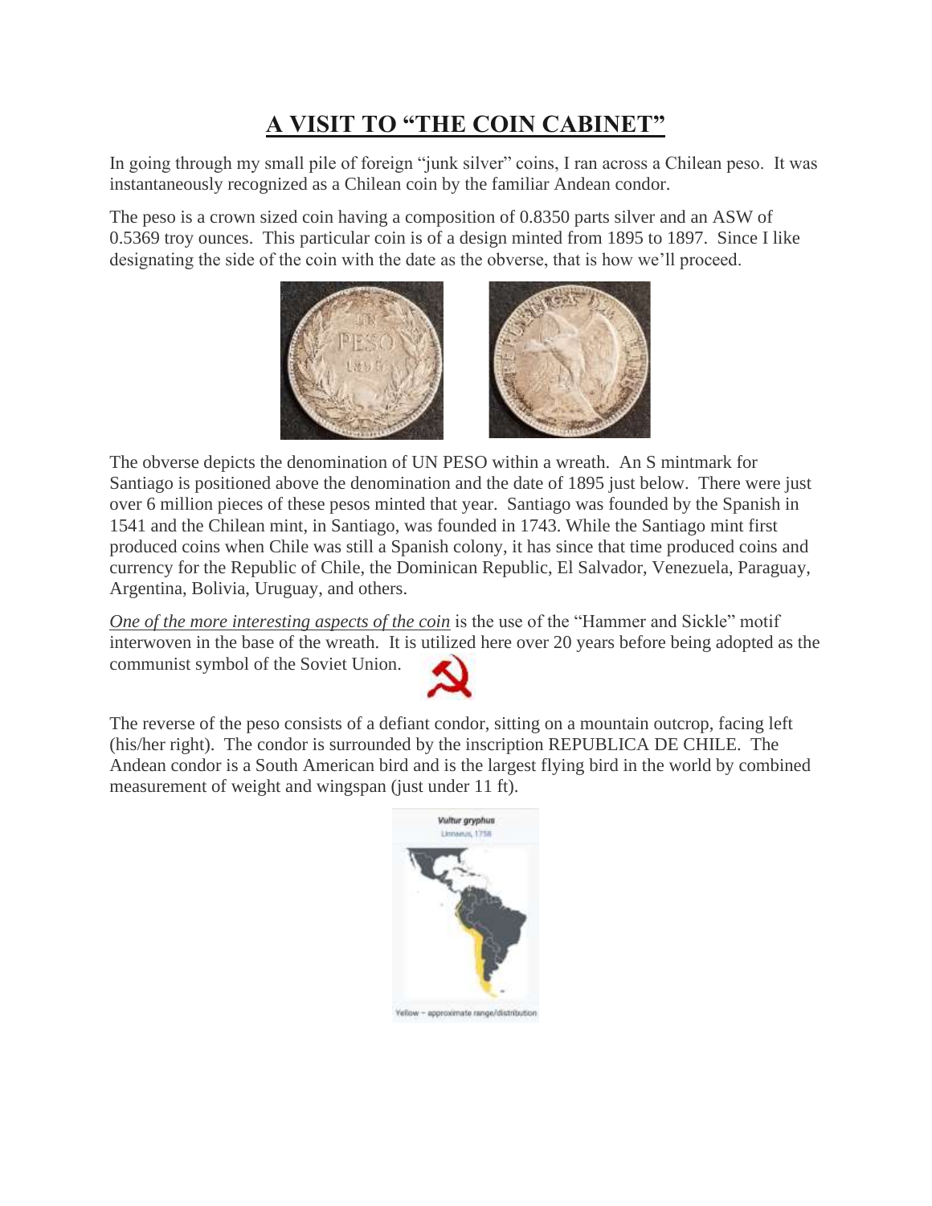# A VISIT TO "THE COIN CABINET"

In going through my small pile of foreign "junk silver" coins, I ran across a Chilean peso. It was instantaneously recognized as a Chilean coin by the familiar Andean condor.

The peso is a crown sized coin having a composition of 0.8350 parts silver and an ASW of 0.5369 troy ounces. This particular coin is of a design minted from 1895 to 1897. Since I like designating the side of the coin with the date as the obverse, that is how we'll proceed.

The obverse depicts the denomination of UN PESO within a wreath. An S mintmark for Santiago is positioned above the denomination and the date of 1895 just below. There were just over 6 million pieces of these pesos minted that year. Santiago was founded by the Spanish in 1541 and the Chilean mint, in Santiago, was founded in 1743. While the Santiago mint first produced coins when Chile was still a Spanish colony, it has since that time produced coins and currency for the Republic of Chile, the Dominican Republic, El Salvador, Venezuela, Paraguay, Argentina, Bolivia, Uruguay, and others.

*One of the more interesting aspects of the coin* is the use of the "Hammer and Sickle" motif interwoven in the base of the wreath. It is utilized here over 20 years before being adopted as the communist symbol of the Soviet Union.

The reverse of the peso consists of a defiant condor, sitting on a mountain outcrop, facing left (his/her right). The condor is surrounded by the inscription REPUBLICA DE CHILE. The Andean condor is a South American bird and is the largest flying bird in the world by combined measurement of weight and wingspan (just under 11 ft).

Vultur gryphus
Linnaeus, 1758

Yellow – approximate range/distribution